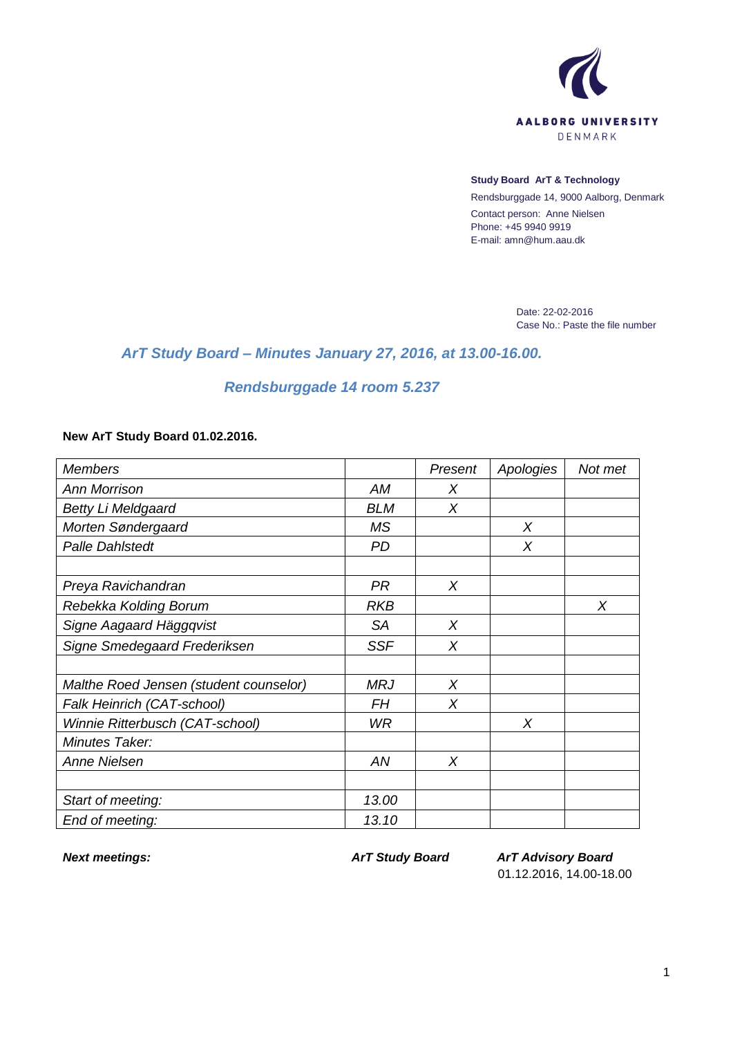**AALBORG UNIVERSITY**
DENMARK

**Study Board ArT & Technology**
Rendsburggade 14, 9000 Aalborg, Denmark
Contact person: Anne Nielsen
Phone: +45 9940 9919
E-mail: amn@hum.aau.dk

Date: 22-02-2016
Case No.: Paste the file number

## *ArT Study Board – Minutes January 27, 2016, at 13.00-16.00.*

## *Rendsburggade 14 room 5.237*

**New ArT Study Board 01.02.2016.**

| *Members* | | *Present* | *Apologies* | *Not met* |
|---|---|---|---|---|
| *Ann Morrison* | *AM* | *X* | | |
| *Betty Li Meldgaard* | *BLM* | *X* | | |
| *Morten Søndergaard* | *MS* | | *X* | |
| *Palle Dahlstedt* | *PD* | | *X* | |
| | | | | |
| *Preya Ravichandran* | *PR* | *X* | | |
| *Rebekka Kolding Borum* | *RKB* | | | *X* |
| *Signe Aagaard Häggqvist* | *SA* | *X* | | |
| *Signe Smedegaard Frederiksen* | *SSF* | *X* | | |
| | | | | |
| *Malthe Roed Jensen (student counselor)* | *MRJ* | *X* | | |
| *Falk Heinrich (CAT-school)* | *FH* | *X* | | |
| *Winnie Ritterbusch (CAT-school)* | *WR* | | *X* | |
| *Minutes Taker:* | | | | |
| *Anne Nielsen* | *AN* | *X* | | |
| | | | | |
| *Start of meeting:* | *13.00* | | | |
| *End of meeting:* | *13.10* | | | |

| ***Next meetings:*** | ***ArT Study Board*** | ***ArT Advisory Board*** |
|---|---|---|
| | | 01.12.2016, 14.00-18.00 |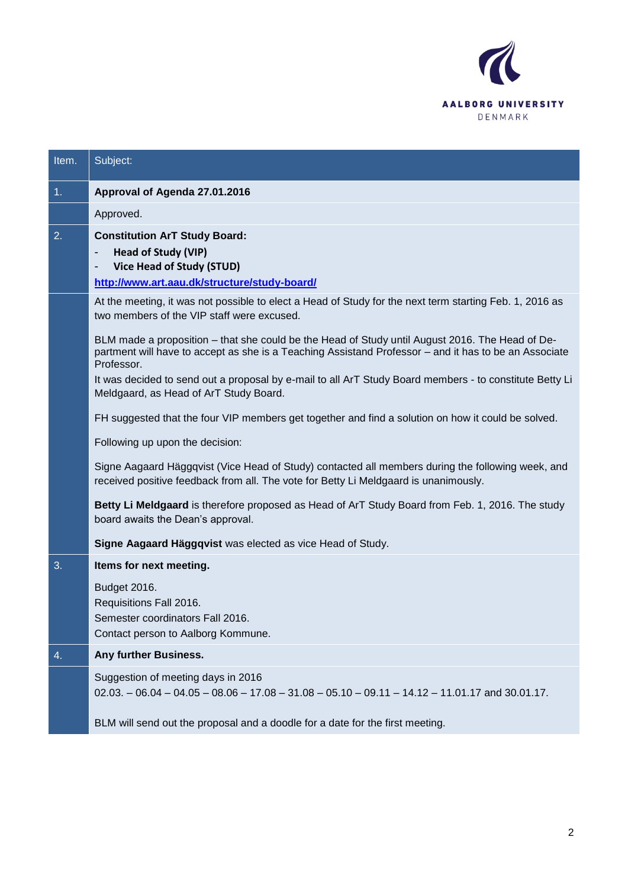| Item. | Subject: |
|---|---|
| 1. | **Approval of Agenda 27.01.2016** |
| | Approved. |
| 2. | **Constitution ArT Study Board:**<br>- **Head of Study (VIP)**<br>- **Vice Head of Study (STUD)**<br>**http://www.art.aau.dk/structure/study-board/** |
| | At the meeting, it was not possible to elect a Head of Study for the next term starting Feb. 1, 2016 as two members of the VIP staff were excused.<br><br>BLM made a proposition – that she could be the Head of Study until August 2016. The Head of Department will have to accept as she is a Teaching Assistand Professor – and it has to be an Associate Professor.<br>It was decided to send out a proposal by e-mail to all ArT Study Board members - to constitute Betty Li Meldgaard, as Head of ArT Study Board.<br><br>FH suggested that the four VIP members get together and find a solution on how it could be solved.<br><br>Following up upon the decision:<br><br>Signe Aagaard Häggqvist (Vice Head of Study) contacted all members during the following week, and received positive feedback from all. The vote for Betty Li Meldgaard is unanimously.<br><br>**Betty Li Meldgaard** is therefore proposed as Head of ArT Study Board from Feb. 1, 2016. The study board awaits the Dean's approval.<br><br>**Signe Aagaard Häggqvist** was elected as vice Head of Study. |
| 3. | **Items for next meeting.**<br><br>Budget 2016.<br>Requisitions Fall 2016.<br>Semester coordinators Fall 2016.<br>Contact person to Aalborg Kommune. |
| 4. | **Any further Business.** |
| | Suggestion of meeting days in 2016<br>02.03. – 06.04 – 04.05 – 08.06 – 17.08 – 31.08 – 05.10 – 09.11 – 14.12 – 11.01.17 and 30.01.17.<br><br>BLM will send out the proposal and a doodle for a date for the first meeting. |